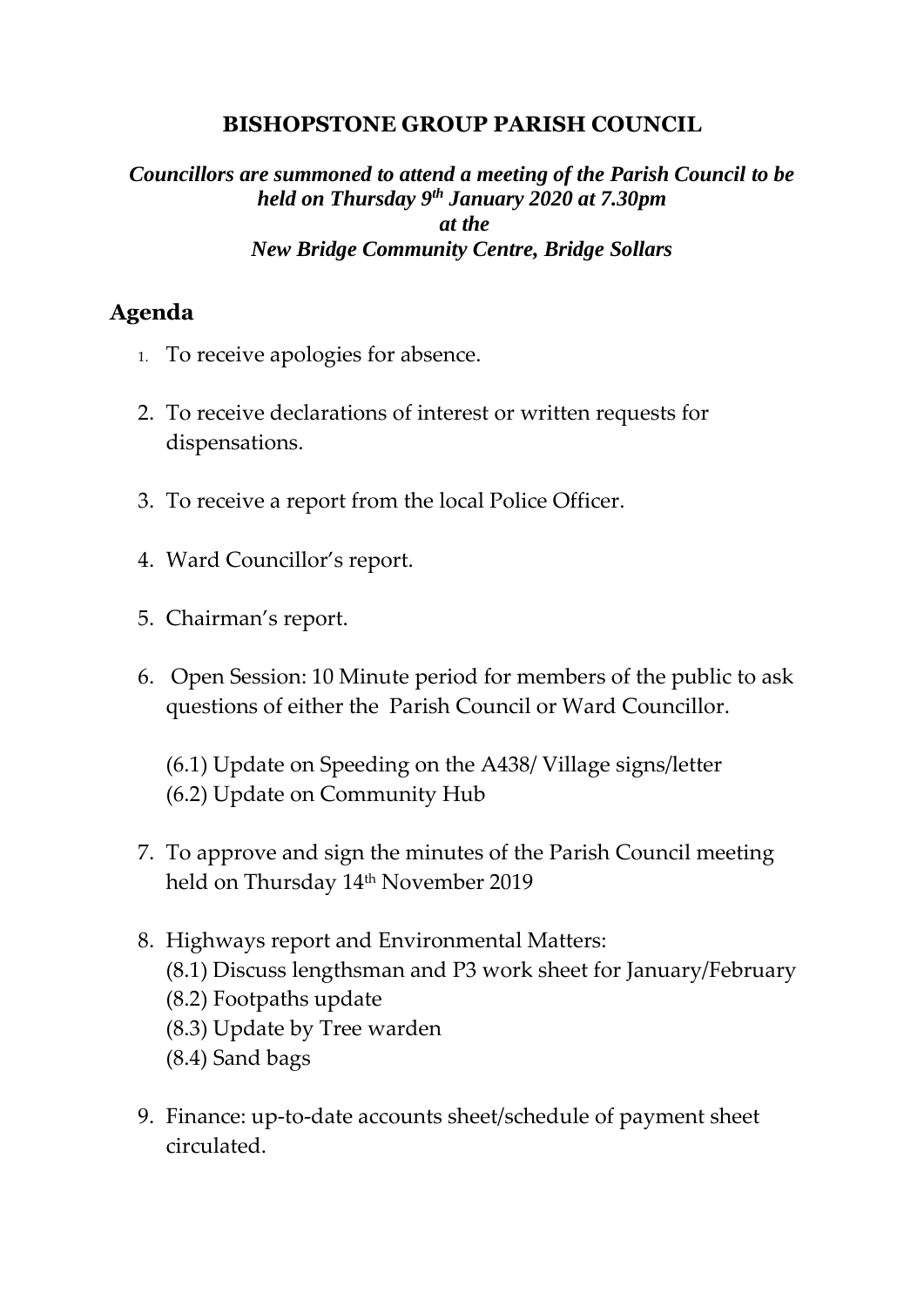# BISHOPSTONE GROUP PARISH COUNCIL

***Councillors are summoned to attend a meeting of the Parish Council to be held on Thursday 9th January 2020 at 7.30pm at the New Bridge Community Centre, Bridge Sollars***

## Agenda

1. To receive apologies for absence.
2. To receive declarations of interest or written requests for dispensations.
3. To receive a report from the local Police Officer.
4. Ward Councillor's report.
5. Chairman's report.
6. Open Session: 10 Minute period for members of the public to ask questions of either the Parish Council or Ward Councillor.

   (6.1) Update on Speeding on the A438/ Village signs/letter
   (6.2) Update on Community Hub

7. To approve and sign the minutes of the Parish Council meeting held on Thursday 14th November 2019
8. Highways report and Environmental Matters:
   (8.1) Discuss lengthsman and P3 work sheet for January/February
   (8.2) Footpaths update
   (8.3) Update by Tree warden
   (8.4) Sand bags
9. Finance: up-to-date accounts sheet/schedule of payment sheet circulated.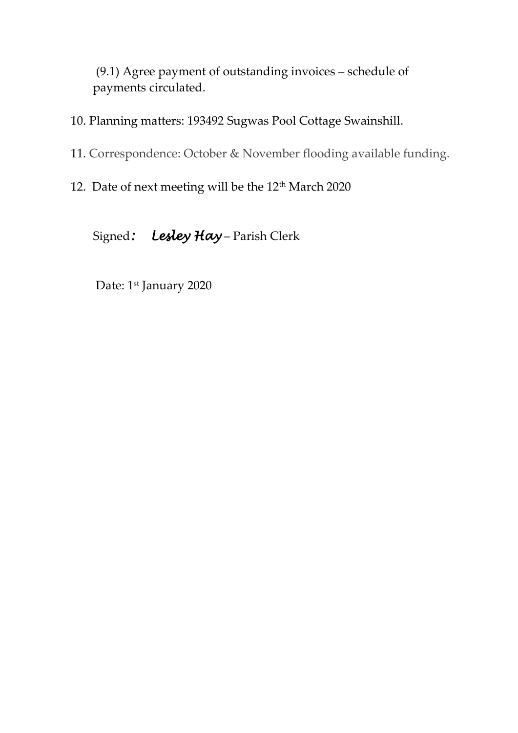(9.1) Agree payment of outstanding invoices – schedule of payments circulated.

10. Planning matters: 193492 Sugwas Pool Cottage Swainshill.

11. Correspondence: October & November flooding available funding.

12. Date of next meeting will be the 12th March 2020

Signed: *Lesley Hay* – Parish Clerk

Date: 1st January 2020